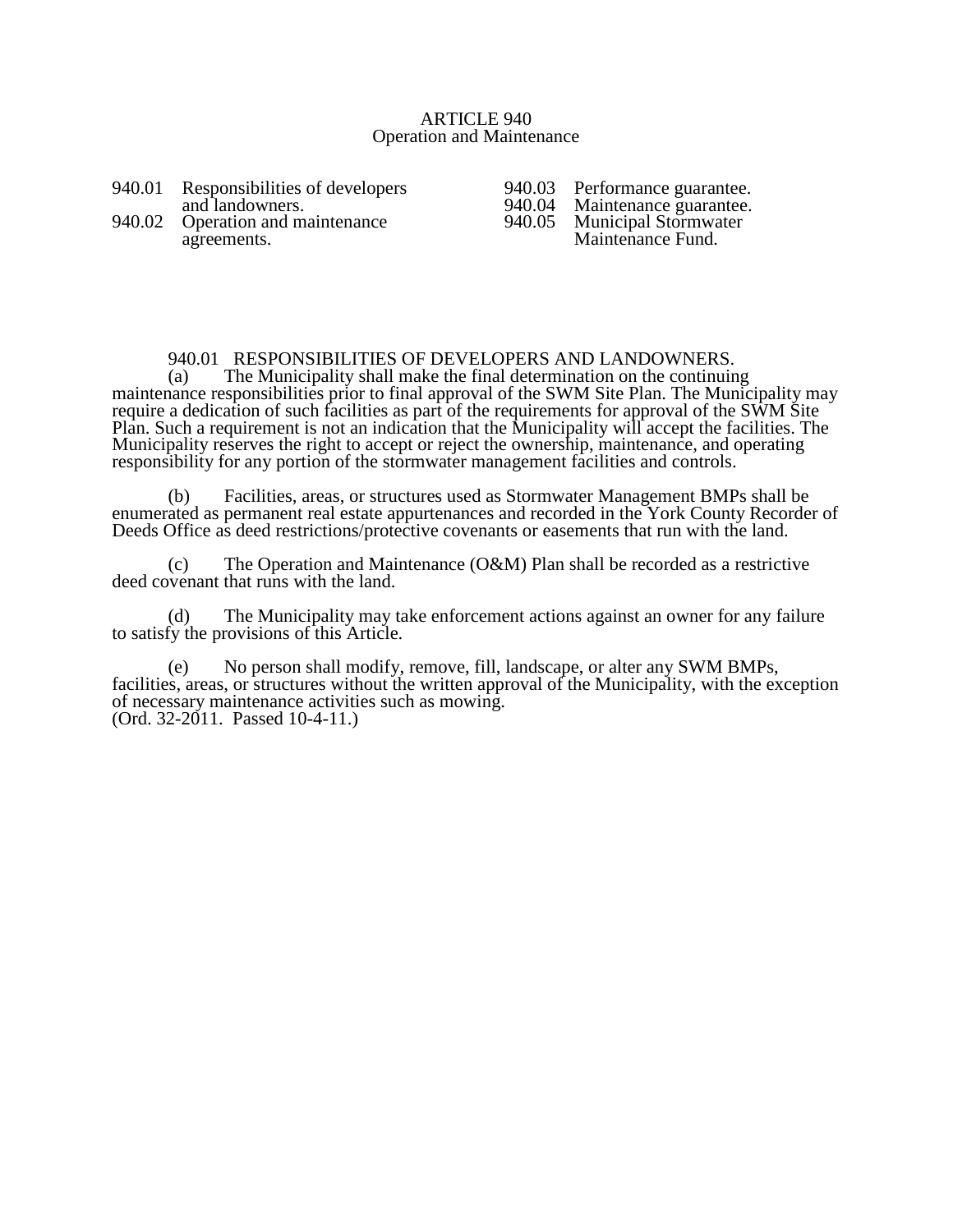# ARTICLE 940
## Operation and Maintenance

940.01 Responsibilities of developers and landowners.
940.02 Operation and maintenance agreements.
940.03 Performance guarantee.
940.04 Maintenance guarantee.
940.05 Municipal Stormwater Maintenance Fund.

### 940.01 RESPONSIBILITIES OF DEVELOPERS AND LANDOWNERS.

(a) The Municipality shall make the final determination on the continuing maintenance responsibilities prior to final approval of the SWM Site Plan. The Municipality may require a dedication of such facilities as part of the requirements for approval of the SWM Site Plan. Such a requirement is not an indication that the Municipality will accept the facilities. The Municipality reserves the right to accept or reject the ownership, maintenance, and operating responsibility for any portion of the stormwater management facilities and controls.

(b) Facilities, areas, or structures used as Stormwater Management BMPs shall be enumerated as permanent real estate appurtenances and recorded in the York County Recorder of Deeds Office as deed restrictions/protective covenants or easements that run with the land.

(c) The Operation and Maintenance (O&M) Plan shall be recorded as a restrictive deed covenant that runs with the land.

(d) The Municipality may take enforcement actions against an owner for any failure to satisfy the provisions of this Article.

(e) No person shall modify, remove, fill, landscape, or alter any SWM BMPs, facilities, areas, or structures without the written approval of the Municipality, with the exception of necessary maintenance activities such as mowing.
(Ord. 32-2011. Passed 10-4-11.)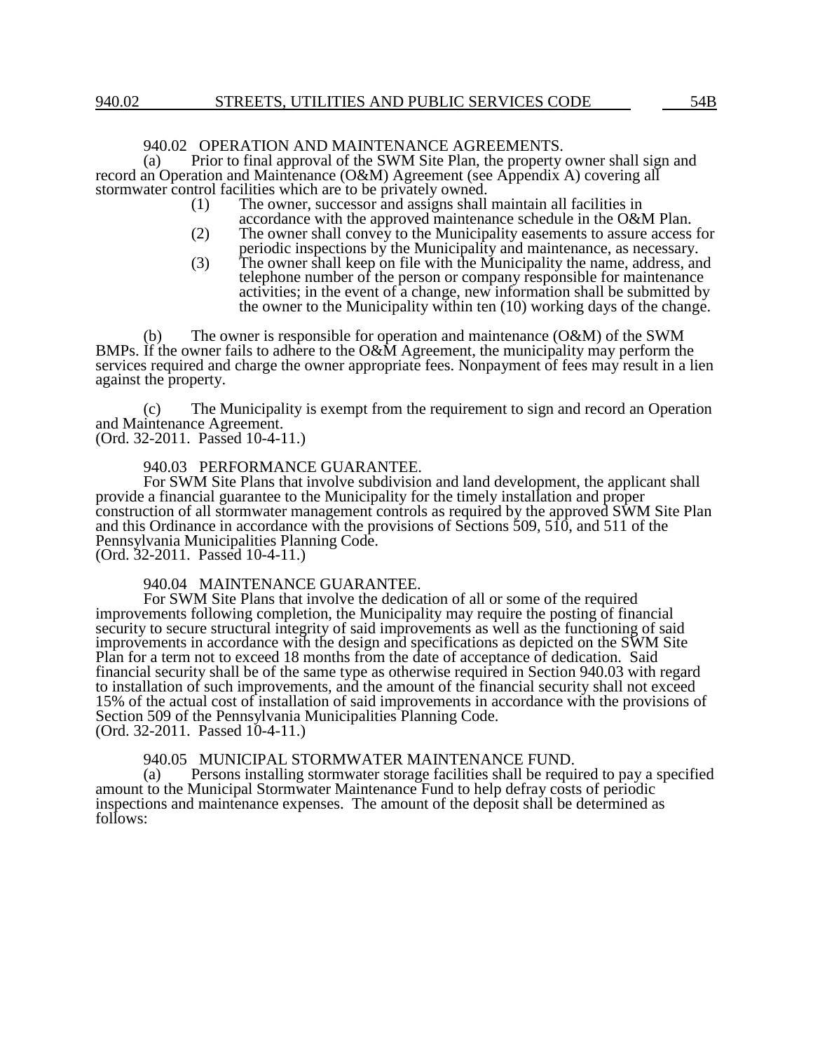940.02 OPERATION AND MAINTENANCE AGREEMENTS.

(a) Prior to final approval of the SWM Site Plan, the property owner shall sign and record an Operation and Maintenance (O&M) Agreement (see Appendix A) covering all stormwater control facilities which are to be privately owned.

(1) The owner, successor and assigns shall maintain all facilities in accordance with the approved maintenance schedule in the O&M Plan.

(2) The owner shall convey to the Municipality easements to assure access for periodic inspections by the Municipality and maintenance, as necessary.

(3) The owner shall keep on file with the Municipality the name, address, and telephone number of the person or company responsible for maintenance activities; in the event of a change, new information shall be submitted by the owner to the Municipality within ten (10) working days of the change.

(b) The owner is responsible for operation and maintenance (O&M) of the SWM BMPs. If the owner fails to adhere to the O&M Agreement, the municipality may perform the services required and charge the owner appropriate fees. Nonpayment of fees may result in a lien against the property.

(c) The Municipality is exempt from the requirement to sign and record an Operation and Maintenance Agreement.
(Ord. 32-2011. Passed 10-4-11.)

940.03 PERFORMANCE GUARANTEE.

For SWM Site Plans that involve subdivision and land development, the applicant shall provide a financial guarantee to the Municipality for the timely installation and proper construction of all stormwater management controls as required by the approved SWM Site Plan and this Ordinance in accordance with the provisions of Sections 509, 510, and 511 of the Pennsylvania Municipalities Planning Code.
(Ord. 32-2011. Passed 10-4-11.)

940.04 MAINTENANCE GUARANTEE.

For SWM Site Plans that involve the dedication of all or some of the required improvements following completion, the Municipality may require the posting of financial security to secure structural integrity of said improvements as well as the functioning of said improvements in accordance with the design and specifications as depicted on the SWM Site Plan for a term not to exceed 18 months from the date of acceptance of dedication. Said financial security shall be of the same type as otherwise required in Section 940.03 with regard to installation of such improvements, and the amount of the financial security shall not exceed 15% of the actual cost of installation of said improvements in accordance with the provisions of Section 509 of the Pennsylvania Municipalities Planning Code.
(Ord. 32-2011. Passed 10-4-11.)

940.05 MUNICIPAL STORMWATER MAINTENANCE FUND.

(a) Persons installing stormwater storage facilities shall be required to pay a specified amount to the Municipal Stormwater Maintenance Fund to help defray costs of periodic inspections and maintenance expenses. The amount of the deposit shall be determined as follows: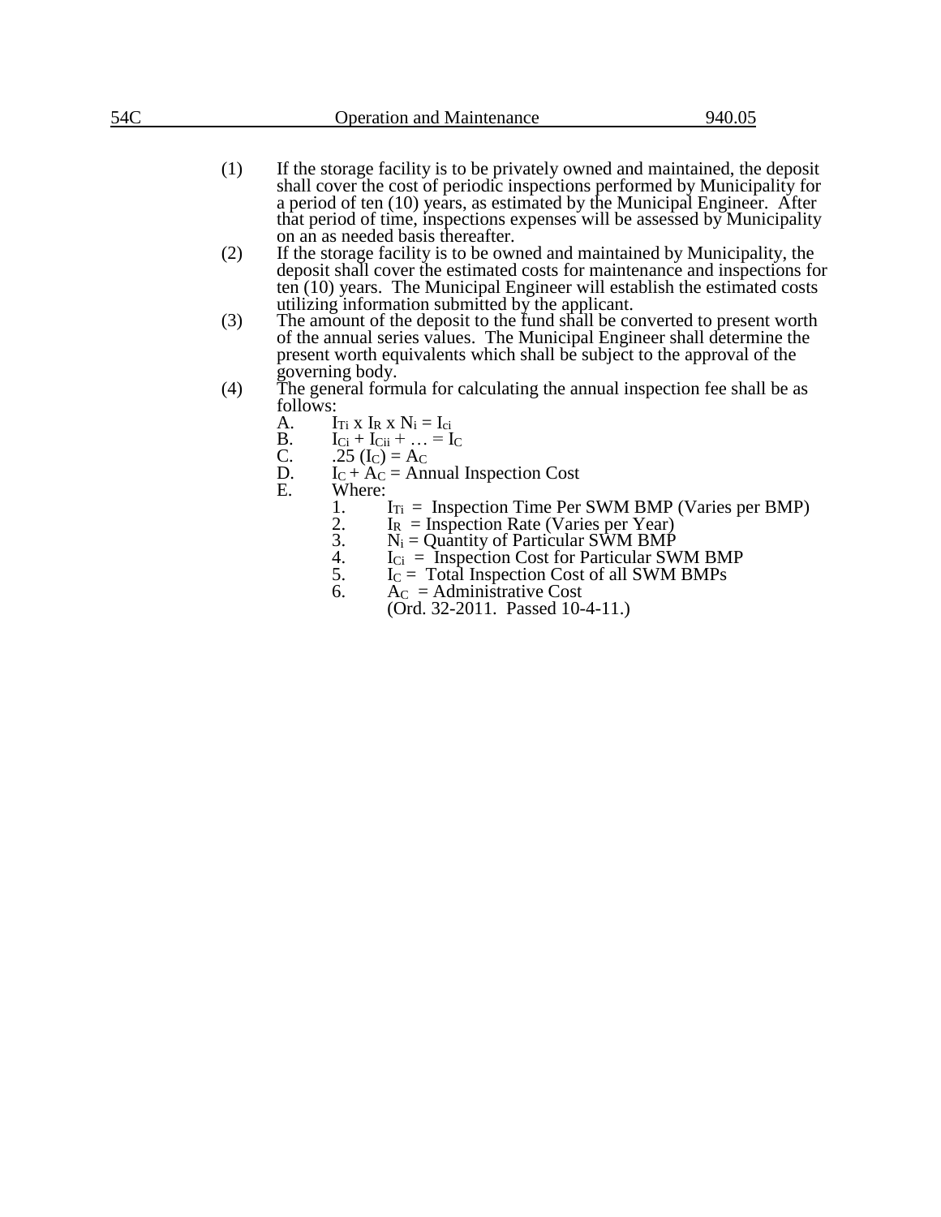(1) If the storage facility is to be privately owned and maintained, the deposit shall cover the cost of periodic inspections performed by Municipality for a period of ten (10) years, as estimated by the Municipal Engineer. After that period of time, inspections expenses will be assessed by Municipality on an as needed basis thereafter.

(2) If the storage facility is to be owned and maintained by Municipality, the deposit shall cover the estimated costs for maintenance and inspections for ten (10) years. The Municipal Engineer will establish the estimated costs utilizing information submitted by the applicant.

(3) The amount of the deposit to the fund shall be converted to present worth of the annual series values. The Municipal Engineer shall determine the present worth equivalents which shall be subject to the approval of the governing body.

(4) The general formula for calculating the annual inspection fee shall be as follows:

A. $I_{Ti} \text{ x } I_R \text{ x } N_i = I_{ci}$

B. $I_{Ci} + I_{Cii} + \ldots = I_C$

C. $.25\ (I_C) = A_C$

D. $I_C + A_C$ = Annual Inspection Cost

E. Where:

1. $I_{Ti}$ = Inspection Time Per SWM BMP (Varies per BMP)
2. $I_R$ = Inspection Rate (Varies per Year)
3. $N_i$ = Quantity of Particular SWM BMP
4. $I_{Ci}$ = Inspection Cost for Particular SWM BMP
5. $I_C$ = Total Inspection Cost of all SWM BMPs
6. $A_C$ = Administrative Cost

(Ord. 32-2011. Passed 10-4-11.)